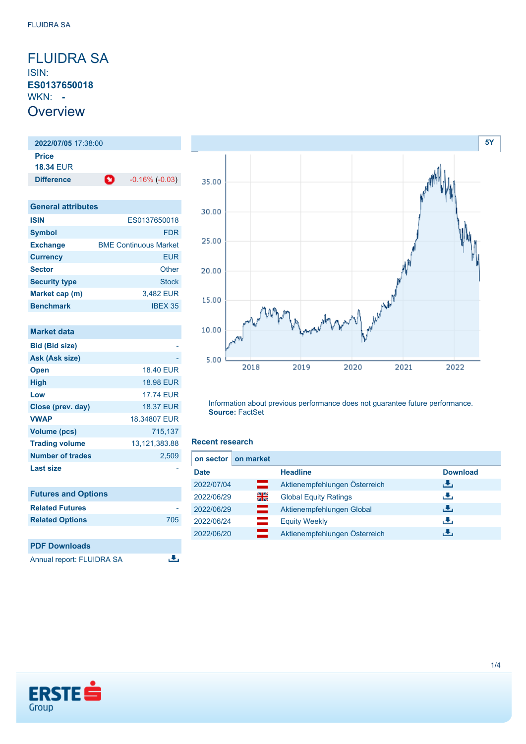# FLUIDRA SA

ISIN: **ES0137650018**

WKN: **-**

## Overview

| **2022/07/05** 17:38:00 | |
|---|---|
| **Price** | |
| **18.34** EUR | |
| **Difference** | -0.16% (-0.03) |

| General attributes | |
|---|---|
| ISIN | ES0137650018 |
| Symbol | FDR |
| Exchange | BME Continuous Market |
| Currency | EUR |
| Sector | Other |
| Security type | Stock |
| Market cap (m) | 3,482 EUR |
| Benchmark | IBEX 35 |

| Market data | |
|---|---|
| Bid (Bid size) | - |
| Ask (Ask size) | - |
| Open | 18.40 EUR |
| High | 18.98 EUR |
| Low | 17.74 EUR |
| Close (prev. day) | 18.37 EUR |
| VWAP | 18.34807 EUR |
| Volume (pcs) | 715,137 |
| Trading volume | 13,121,383.88 |
| Number of trades | 2,509 |
| Last size | - |

| Futures and Options | |
|---|---|
| Related Futures | - |
| Related Options | 705 |

| PDF Downloads |
|---|
| Annual report: FLUIDRA SA |

5Y

Information about previous performance does not guarantee future performance.
**Source:** FactSet

### Recent research

on sector | on market

| Date | | Headline | Download |
|---|---|---|---|
| 2022/07/04 | | Aktienempfehlungen Österreich | |
| 2022/06/29 | | Global Equity Ratings | |
| 2022/06/29 | | Aktienempfehlungen Global | |
| 2022/06/24 | | Equity Weekly | |
| 2022/06/20 | | Aktienempfehlungen Österreich | |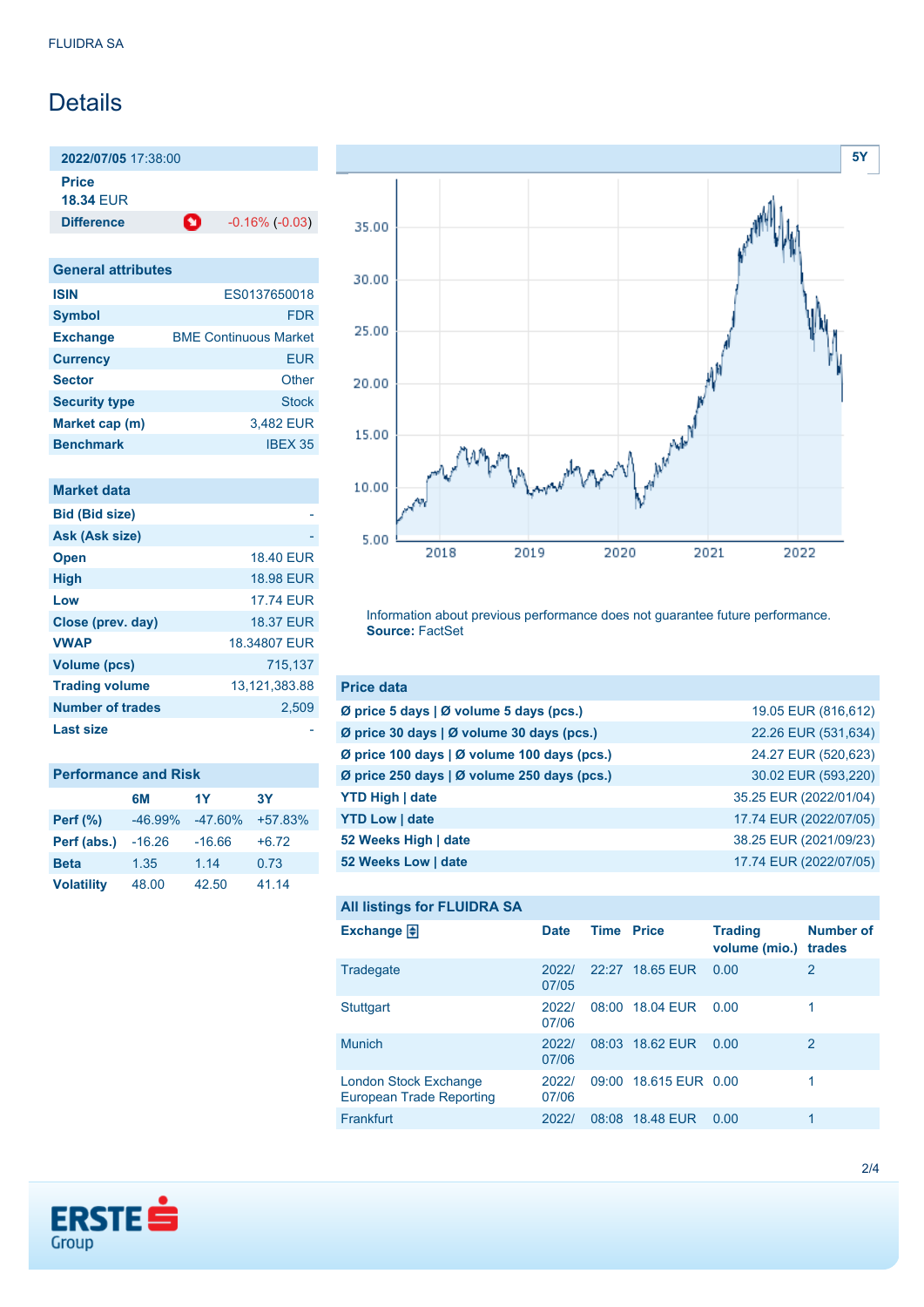# Details

| 2022/07/05 17:38:00 | |
|---|---|
| **Price** 18.34 EUR | |
| **Difference** | -0.16% (-0.03) |

| General attributes | |
|---|---|
| **ISIN** | ES0137650018 |
| **Symbol** | FDR |
| **Exchange** | BME Continuous Market |
| **Currency** | EUR |
| **Sector** | Other |
| **Security type** | Stock |
| **Market cap (m)** | 3,482 EUR |
| **Benchmark** | IBEX 35 |

| Market data | |
|---|---|
| **Bid (Bid size)** | - |
| **Ask (Ask size)** | - |
| **Open** | 18.40 EUR |
| **High** | 18.98 EUR |
| **Low** | 17.74 EUR |
| **Close (prev. day)** | 18.37 EUR |
| **VWAP** | 18.34807 EUR |
| **Volume (pcs)** | 715,137 |
| **Trading volume** | 13,121,383.88 |
| **Number of trades** | 2,509 |
| **Last size** | - |

| Performance and Risk | 6M | 1Y | 3Y |
|---|---|---|---|
| **Perf (%)** | -46.99% | -47.60% | +57.83% |
| **Perf (abs.)** | -16.26 | -16.66 | +6.72 |
| **Beta** | 1.35 | 1.14 | 0.73 |
| **Volatility** | 48.00 | 42.50 | 41.14 |

Information about previous performance does not guarantee future performance.
**Source:** FactSet

| Price data | |
|---|---|
| **Ø price 5 days \| Ø volume 5 days (pcs.)** | 19.05 EUR (816,612) |
| **Ø price 30 days \| Ø volume 30 days (pcs.)** | 22.26 EUR (531,634) |
| **Ø price 100 days \| Ø volume 100 days (pcs.)** | 24.27 EUR (520,623) |
| **Ø price 250 days \| Ø volume 250 days (pcs.)** | 30.02 EUR (593,220) |
| **YTD High \| date** | 35.25 EUR (2022/01/04) |
| **YTD Low \| date** | 17.74 EUR (2022/07/05) |
| **52 Weeks High \| date** | 38.25 EUR (2021/09/23) |
| **52 Weeks Low \| date** | 17.74 EUR (2022/07/05) |

**All listings for FLUIDRA SA**

| Exchange | Date | Time | Price | Trading volume (mio.) | Number of trades |
|---|---|---|---|---|---|
| Tradegate | 2022/07/05 | 22:27 | 18.65 EUR | 0.00 | 2 |
| Stuttgart | 2022/07/06 | 08:00 | 18.04 EUR | 0.00 | 1 |
| Munich | 2022/07/06 | 08:03 | 18.62 EUR | 0.00 | 2 |
| London Stock Exchange European Trade Reporting | 2022/07/06 | 09:00 | 18.615 EUR | 0.00 | 1 |
| Frankfurt | 2022/ | 08:08 | 18.48 EUR | 0.00 | 1 |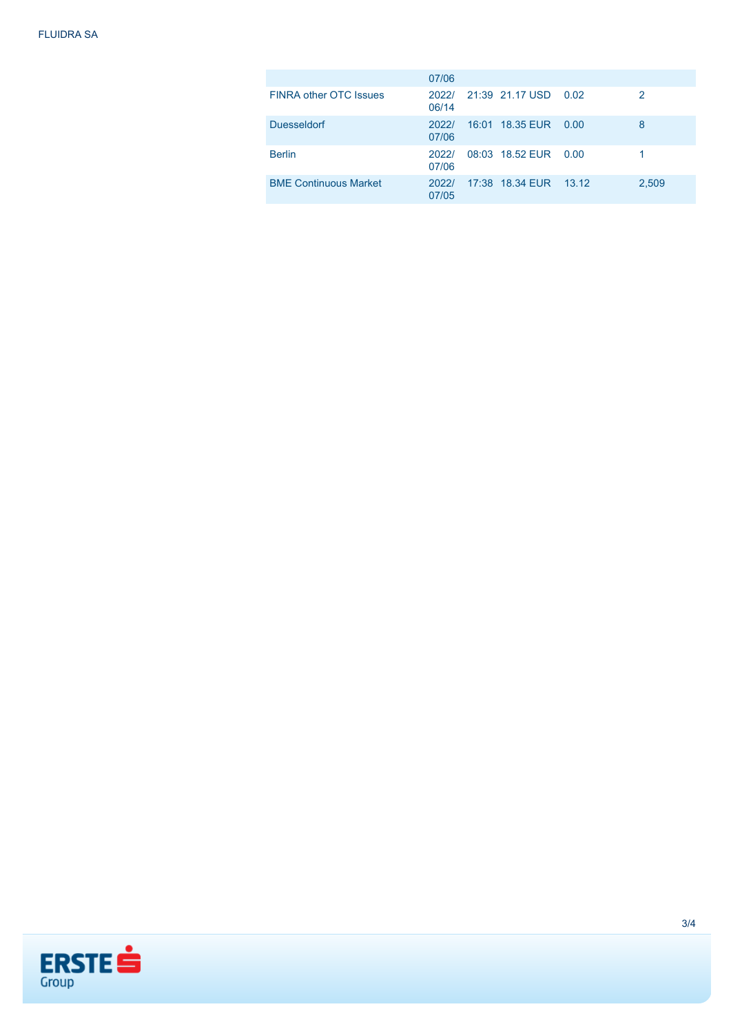|  | 07/06 |  |  |  |  |
|---|---|---|---|---|---|
| FINRA other OTC Issues | 2022/ 06/14 | 21:39 | 21.17 USD | 0.02 | 2 |
| Duesseldorf | 2022/ 07/06 | 16:01 | 18.35 EUR | 0.00 | 8 |
| Berlin | 2022/ 07/06 | 08:03 | 18.52 EUR | 0.00 | 1 |
| BME Continuous Market | 2022/ 07/05 | 17:38 | 18.34 EUR | 13.12 | 2,509 |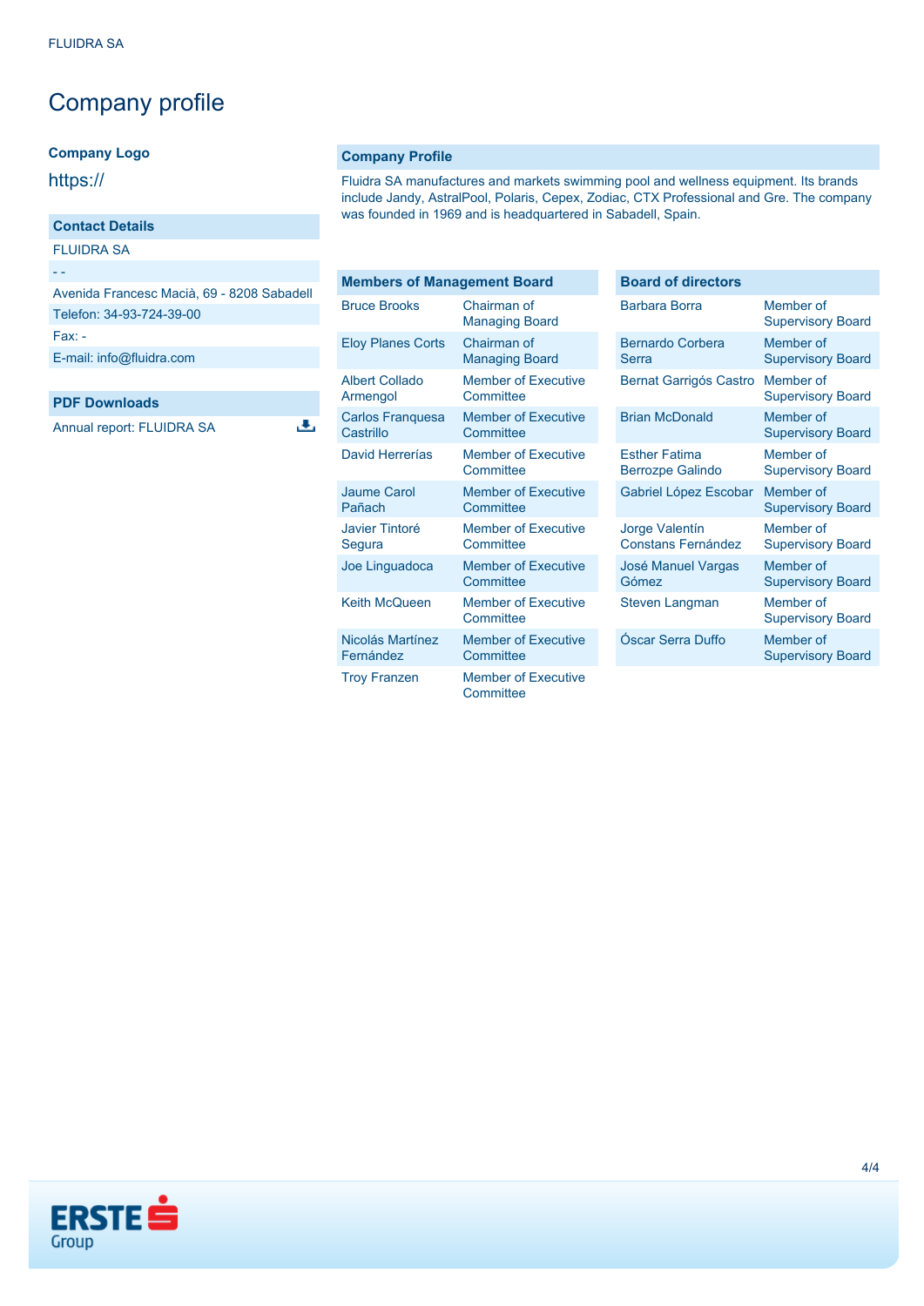# Company profile

**Company Logo**

https://

## Contact Details

FLUIDRA SA

- -

Avenida Francesc Macià, 69 - 8208 Sabadell

Telefon: 34-93-724-39-00

Fax: -

E-mail: info@fluidra.com

## PDF Downloads

Annual report: FLUIDRA SA

## Company Profile

Fluidra SA manufactures and markets swimming pool and wellness equipment. Its brands include Jandy, AstralPool, Polaris, Cepex, Zodiac, CTX Professional and Gre. The company was founded in 1969 and is headquartered in Sabadell, Spain.

## Members of Management Board

| | |
|---|---|
| Bruce Brooks | Chairman of Managing Board |
| Eloy Planes Corts | Chairman of Managing Board |
| Albert Collado Armengol | Member of Executive Committee |
| Carlos Franquesa Castrillo | Member of Executive Committee |
| David Herrerías | Member of Executive Committee |
| Jaume Carol Pañach | Member of Executive Committee |
| Javier Tintoré Segura | Member of Executive Committee |
| Joe Linguadoca | Member of Executive Committee |
| Keith McQueen | Member of Executive Committee |
| Nicolás Martínez Fernández | Member of Executive Committee |
| Troy Franzen | Member of Executive Committee |

## Board of directors

| | |
|---|---|
| Barbara Borra | Member of Supervisory Board |
| Bernardo Corbera Serra | Member of Supervisory Board |
| Bernat Garrigós Castro | Member of Supervisory Board |
| Brian McDonald | Member of Supervisory Board |
| Esther Fatima Berrozpe Galindo | Member of Supervisory Board |
| Gabriel López Escobar | Member of Supervisory Board |
| Jorge Valentín Constans Fernández | Member of Supervisory Board |
| José Manuel Vargas Gómez | Member of Supervisory Board |
| Steven Langman | Member of Supervisory Board |
| Óscar Serra Duffo | Member of Supervisory Board |